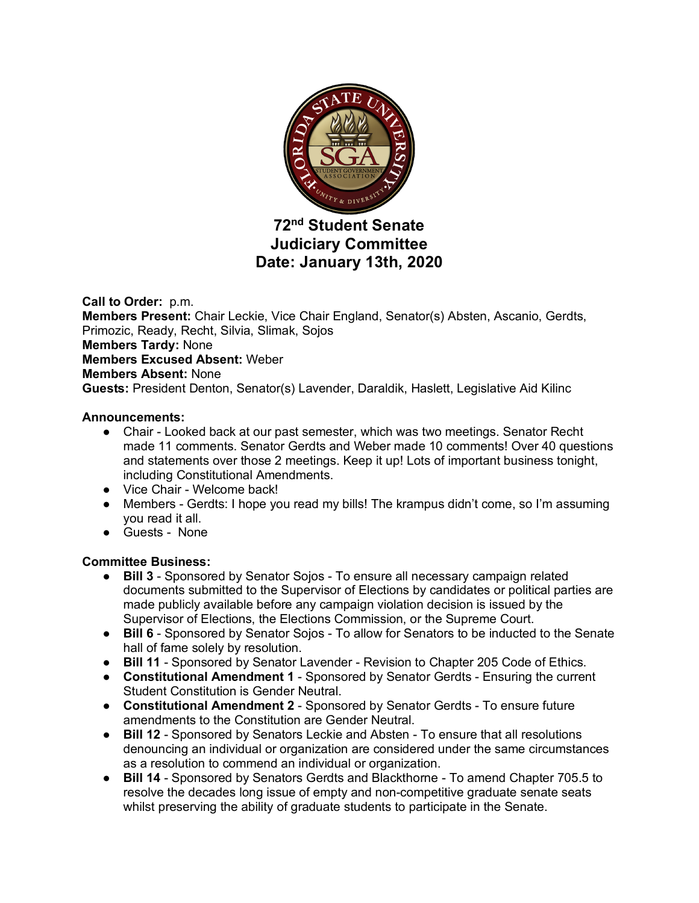# 72nd Student Senate Judiciary Committee Date: January 13th, 2020

**Call to Order:** p.m.
**Members Present:** Chair Leckie, Vice Chair England, Senator(s) Absten, Ascanio, Gerdts, Primozic, Ready, Recht, Silvia, Slimak, Sojos
**Members Tardy:** None
**Members Excused Absent:** Weber
**Members Absent:** None
**Guests:** President Denton, Senator(s) Lavender, Daraldik, Haslett, Legislative Aid Kilinc

**Announcements:**

- Chair - Looked back at our past semester, which was two meetings. Senator Recht made 11 comments. Senator Gerdts and Weber made 10 comments! Over 40 questions and statements over those 2 meetings. Keep it up! Lots of important business tonight, including Constitutional Amendments.
- Vice Chair - Welcome back!
- Members - Gerdts: I hope you read my bills! The krampus didn't come, so I'm assuming you read it all.
- Guests - None

**Committee Business:**

- **Bill 3** - Sponsored by Senator Sojos - To ensure all necessary campaign related documents submitted to the Supervisor of Elections by candidates or political parties are made publicly available before any campaign violation decision is issued by the Supervisor of Elections, the Elections Commission, or the Supreme Court.
- **Bill 6** - Sponsored by Senator Sojos - To allow for Senators to be inducted to the Senate hall of fame solely by resolution.
- **Bill 11** - Sponsored by Senator Lavender - Revision to Chapter 205 Code of Ethics.
- **Constitutional Amendment 1** - Sponsored by Senator Gerdts - Ensuring the current Student Constitution is Gender Neutral.
- **Constitutional Amendment 2** - Sponsored by Senator Gerdts - To ensure future amendments to the Constitution are Gender Neutral.
- **Bill 12** - Sponsored by Senators Leckie and Absten - To ensure that all resolutions denouncing an individual or organization are considered under the same circumstances as a resolution to commend an individual or organization.
- **Bill 14** - Sponsored by Senators Gerdts and Blackthorne - To amend Chapter 705.5 to resolve the decades long issue of empty and non-competitive graduate senate seats whilst preserving the ability of graduate students to participate in the Senate.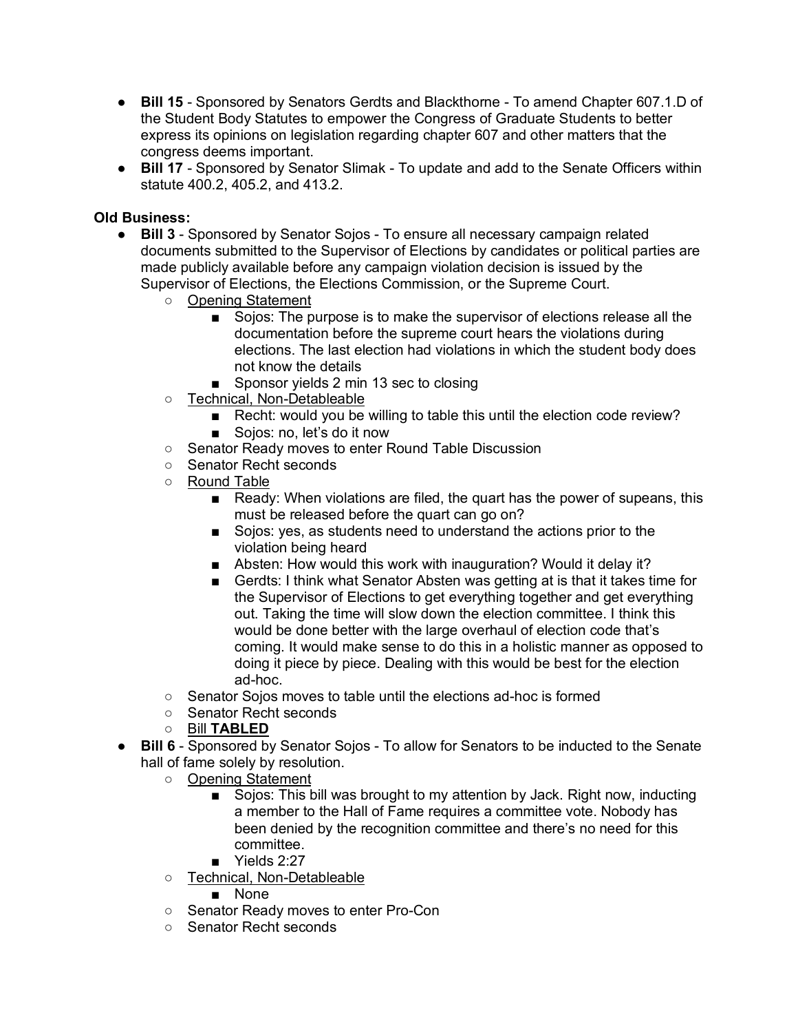- **Bill 15** - Sponsored by Senators Gerdts and Blackthorne - To amend Chapter 607.1.D of the Student Body Statutes to empower the Congress of Graduate Students to better express its opinions on legislation regarding chapter 607 and other matters that the congress deems important.
- **Bill 17** - Sponsored by Senator Slimak - To update and add to the Senate Officers within statute 400.2, 405.2, and 413.2.

**Old Business:**

- **Bill 3** - Sponsored by Senator Sojos - To ensure all necessary campaign related documents submitted to the Supervisor of Elections by candidates or political parties are made publicly available before any campaign violation decision is issued by the Supervisor of Elections, the Elections Commission, or the Supreme Court.
    - <u>Opening Statement</u>
        - Sojos: The purpose is to make the supervisor of elections release all the documentation before the supreme court hears the violations during elections. The last election had violations in which the student body does not know the details
        - Sponsor yields 2 min 13 sec to closing
    - <u>Technical, Non-Detableable</u>
        - Recht: would you be willing to table this until the election code review?
        - Sojos: no, let's do it now
    - Senator Ready moves to enter Round Table Discussion
    - Senator Recht seconds
    - <u>Round Table</u>
        - Ready: When violations are filed, the quart has the power of supeans, this must be released before the quart can go on?
        - Sojos: yes, as students need to understand the actions prior to the violation being heard
        - Absten: How would this work with inauguration? Would it delay it?
        - Gerdts: I think what Senator Absten was getting at is that it takes time for the Supervisor of Elections to get everything together and get everything out. Taking the time will slow down the election committee. I think this would be done better with the large overhaul of election code that's coming. It would make sense to do this in a holistic manner as opposed to doing it piece by piece. Dealing with this would be best for the election ad-hoc.
    - Senator Sojos moves to table until the elections ad-hoc is formed
    - Senator Recht seconds
    - <u>Bill **TABLED**</u>
- **Bill 6** - Sponsored by Senator Sojos - To allow for Senators to be inducted to the Senate hall of fame solely by resolution.
    - <u>Opening Statement</u>
        - Sojos: This bill was brought to my attention by Jack. Right now, inducting a member to the Hall of Fame requires a committee vote. Nobody has been denied by the recognition committee and there's no need for this committee.
        - Yields 2:27
    - <u>Technical, Non-Detableable</u>
        - None
    - Senator Ready moves to enter Pro-Con
    - Senator Recht seconds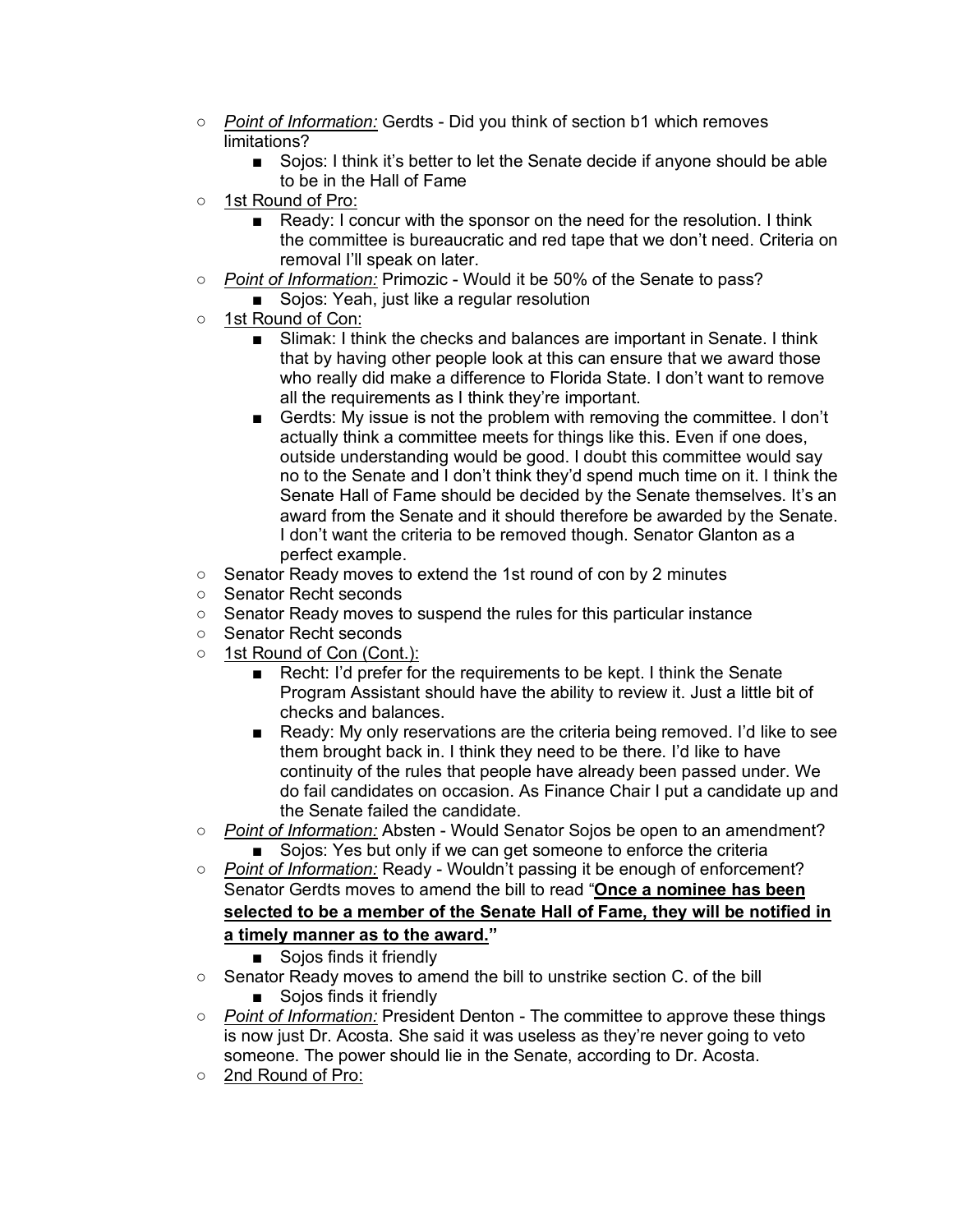- *Point of Information:* Gerdts - Did you think of section b1 which removes limitations?
    - Sojos: I think it's better to let the Senate decide if anyone should be able to be in the Hall of Fame
- 1st Round of Pro:
    - Ready: I concur with the sponsor on the need for the resolution. I think the committee is bureaucratic and red tape that we don't need. Criteria on removal I'll speak on later.
- *Point of Information:* Primozic - Would it be 50% of the Senate to pass?
    - Sojos: Yeah, just like a regular resolution
- 1st Round of Con:
    - Slimak: I think the checks and balances are important in Senate. I think that by having other people look at this can ensure that we award those who really did make a difference to Florida State. I don't want to remove all the requirements as I think they're important.
    - Gerdts: My issue is not the problem with removing the committee. I don't actually think a committee meets for things like this. Even if one does, outside understanding would be good. I doubt this committee would say no to the Senate and I don't think they'd spend much time on it. I think the Senate Hall of Fame should be decided by the Senate themselves. It's an award from the Senate and it should therefore be awarded by the Senate. I don't want the criteria to be removed though. Senator Glanton as a perfect example.
- Senator Ready moves to extend the 1st round of con by 2 minutes
- Senator Recht seconds
- Senator Ready moves to suspend the rules for this particular instance
- Senator Recht seconds
- 1st Round of Con (Cont.):
    - Recht: I'd prefer for the requirements to be kept. I think the Senate Program Assistant should have the ability to review it. Just a little bit of checks and balances.
    - Ready: My only reservations are the criteria being removed. I'd like to see them brought back in. I think they need to be there. I'd like to have continuity of the rules that people have already been passed under. We do fail candidates on occasion. As Finance Chair I put a candidate up and the Senate failed the candidate.
- *Point of Information:* Absten - Would Senator Sojos be open to an amendment?
    - Sojos: Yes but only if we can get someone to enforce the criteria
- *Point of Information:* Ready - Wouldn't passing it be enough of enforcement? Senator Gerdts moves to amend the bill to read "**Once a nominee has been selected to be a member of the Senate Hall of Fame, they will be notified in a timely manner as to the award.**"
    - Sojos finds it friendly
- Senator Ready moves to amend the bill to unstrike section C. of the bill
    - Sojos finds it friendly
- *Point of Information:* President Denton - The committee to approve these things is now just Dr. Acosta. She said it was useless as they're never going to veto someone. The power should lie in the Senate, according to Dr. Acosta.
- 2nd Round of Pro: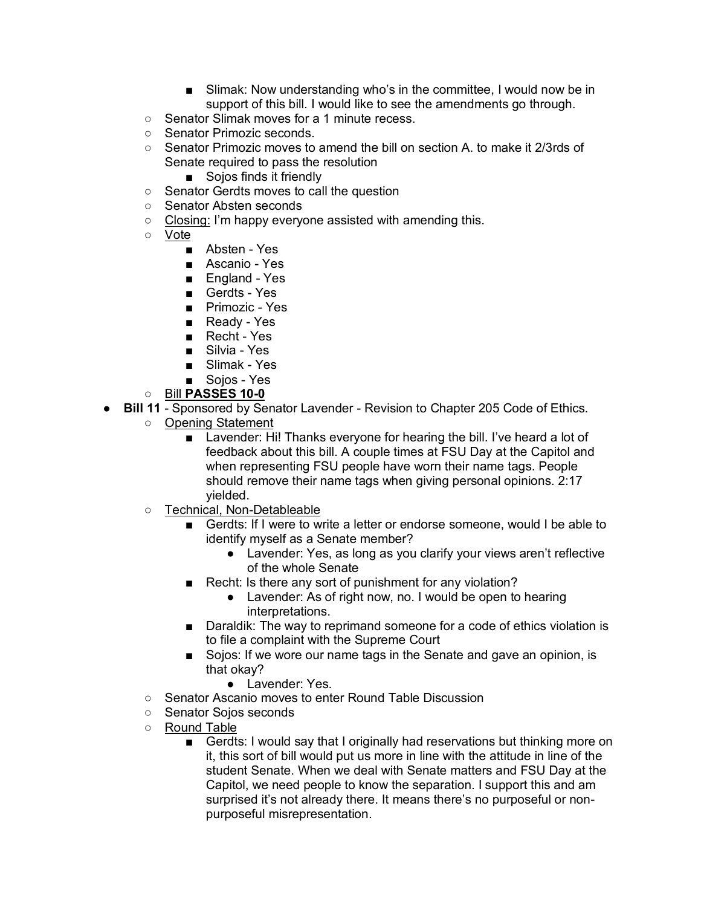- Slimak: Now understanding who's in the committee, I would now be in support of this bill. I would like to see the amendments go through.
    - Senator Slimak moves for a 1 minute recess.
    - Senator Primozic seconds.
    - Senator Primozic moves to amend the bill on section A. to make it 2/3rds of Senate required to pass the resolution
        - Sojos finds it friendly
    - Senator Gerdts moves to call the question
    - Senator Absten seconds
    - <u>Closing:</u> I'm happy everyone assisted with amending this.
    - <u>Vote</u>
        - Absten - Yes
        - Ascanio - Yes
        - England - Yes
        - Gerdts - Yes
        - Primozic - Yes
        - Ready - Yes
        - Recht - Yes
        - Silvia - Yes
        - Slimak - Yes
        - Sojos - Yes
    - <u>Bill</u> **PASSES 10-0**
- **Bill 11** - Sponsored by Senator Lavender - Revision to Chapter 205 Code of Ethics.
    - <u>Opening Statement</u>
        - Lavender: Hi! Thanks everyone for hearing the bill. I've heard a lot of feedback about this bill. A couple times at FSU Day at the Capitol and when representing FSU people have worn their name tags. People should remove their name tags when giving personal opinions. 2:17 yielded.
    - <u>Technical, Non-Detableable</u>
        - Gerdts: If I were to write a letter or endorse someone, would I be able to identify myself as a Senate member?
            - Lavender: Yes, as long as you clarify your views aren't reflective of the whole Senate
        - Recht: Is there any sort of punishment for any violation?
            - Lavender: As of right now, no. I would be open to hearing interpretations.
        - Daraldik: The way to reprimand someone for a code of ethics violation is to file a complaint with the Supreme Court
        - Sojos: If we wore our name tags in the Senate and gave an opinion, is that okay?
            - Lavender: Yes.
    - Senator Ascanio moves to enter Round Table Discussion
    - Senator Sojos seconds
    - <u>Round Table</u>
        - Gerdts: I would say that I originally had reservations but thinking more on it, this sort of bill would put us more in line with the attitude in line of the student Senate. When we deal with Senate matters and FSU Day at the Capitol, we need people to know the separation. I support this and am surprised it's not already there. It means there's no purposeful or non-purposeful misrepresentation.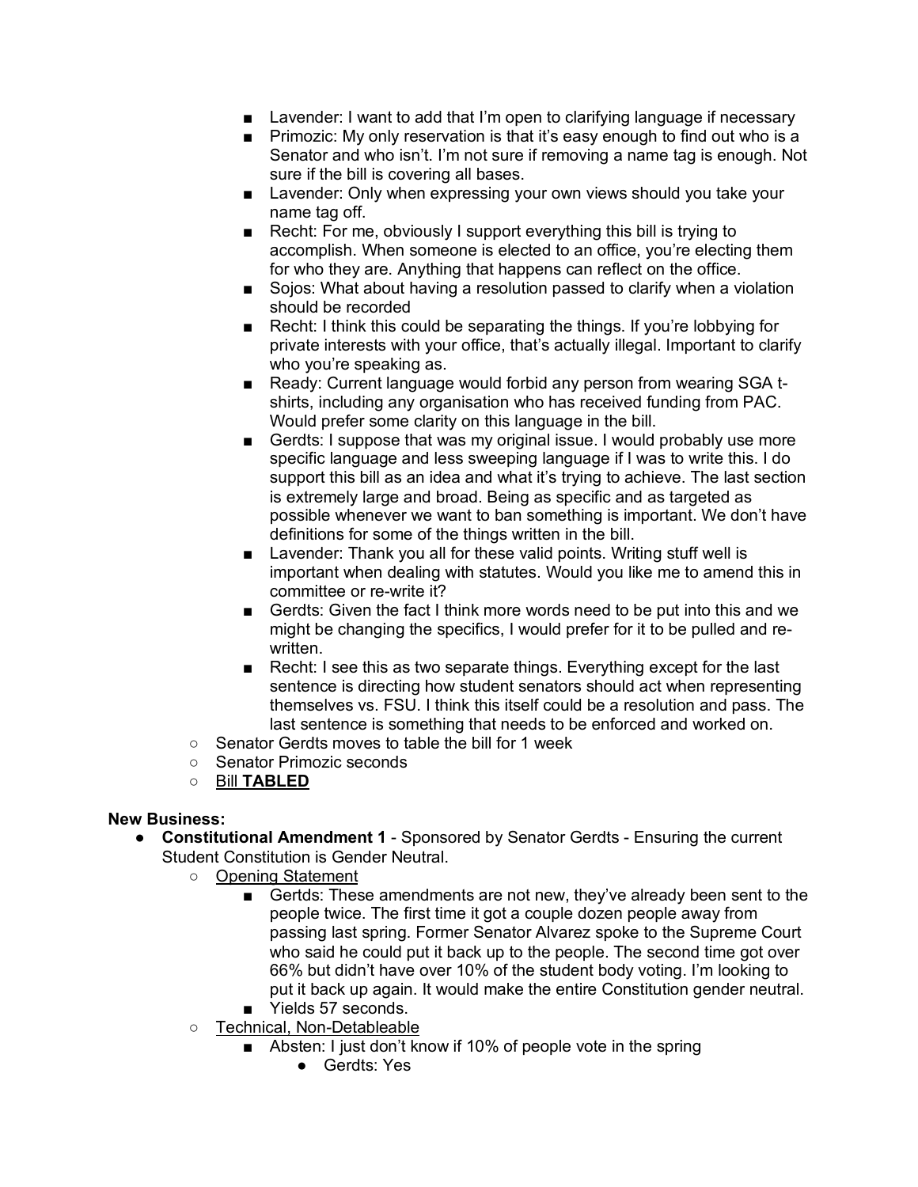- Lavender: I want to add that I'm open to clarifying language if necessary
        - Primozic: My only reservation is that it's easy enough to find out who is a Senator and who isn't. I'm not sure if removing a name tag is enough. Not sure if the bill is covering all bases.
        - Lavender: Only when expressing your own views should you take your name tag off.
        - Recht: For me, obviously I support everything this bill is trying to accomplish. When someone is elected to an office, you're electing them for who they are. Anything that happens can reflect on the office.
        - Sojos: What about having a resolution passed to clarify when a violation should be recorded
        - Recht: I think this could be separating the things. If you're lobbying for private interests with your office, that's actually illegal. Important to clarify who you're speaking as.
        - Ready: Current language would forbid any person from wearing SGA t-shirts, including any organisation who has received funding from PAC. Would prefer some clarity on this language in the bill.
        - Gerdts: I suppose that was my original issue. I would probably use more specific language and less sweeping language if I was to write this. I do support this bill as an idea and what it's trying to achieve. The last section is extremely large and broad. Being as specific and as targeted as possible whenever we want to ban something is important. We don't have definitions for some of the things written in the bill.
        - Lavender: Thank you all for these valid points. Writing stuff well is important when dealing with statutes. Would you like me to amend this in committee or re-write it?
        - Gerdts: Given the fact I think more words need to be put into this and we might be changing the specifics, I would prefer for it to be pulled and re-written.
        - Recht: I see this as two separate things. Everything except for the last sentence is directing how student senators should act when representing themselves vs. FSU. I think this itself could be a resolution and pass. The last sentence is something that needs to be enforced and worked on.
    - Senator Gerdts moves to table the bill for 1 week
    - Senator Primozic seconds
    - Bill **TABLED**

**New Business:**

- **Constitutional Amendment 1** - Sponsored by Senator Gerdts - Ensuring the current Student Constitution is Gender Neutral.
    - Opening Statement
        - Gerdts: These amendments are not new, they've already been sent to the people twice. The first time it got a couple dozen people away from passing last spring. Former Senator Alvarez spoke to the Supreme Court who said he could put it back up to the people. The second time got over 66% but didn't have over 10% of the student body voting. I'm looking to put it back up again. It would make the entire Constitution gender neutral.
        - Yields 57 seconds.
    - Technical, Non-Detableable
        - Absten: I just don't know if 10% of people vote in the spring
            - Gerdts: Yes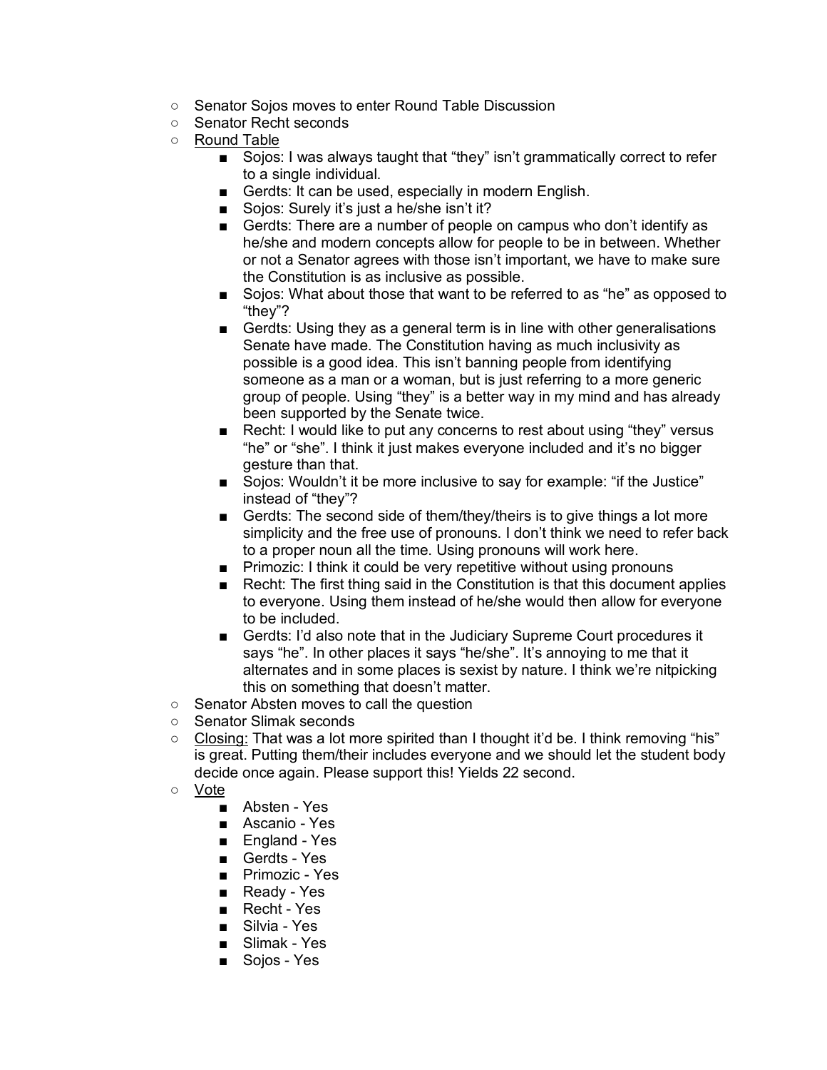- Senator Sojos moves to enter Round Table Discussion
- Senator Recht seconds
- <u>Round Table</u>
  - Sojos: I was always taught that "they" isn't grammatically correct to refer to a single individual.
  - Gerdts: It can be used, especially in modern English.
  - Sojos: Surely it's just a he/she isn't it?
  - Gerdts: There are a number of people on campus who don't identify as he/she and modern concepts allow for people to be in between. Whether or not a Senator agrees with those isn't important, we have to make sure the Constitution is as inclusive as possible.
  - Sojos: What about those that want to be referred to as "he" as opposed to "they"?
  - Gerdts: Using they as a general term is in line with other generalisations Senate have made. The Constitution having as much inclusivity as possible is a good idea. This isn't banning people from identifying someone as a man or a woman, but is just referring to a more generic group of people. Using "they" is a better way in my mind and has already been supported by the Senate twice.
  - Recht: I would like to put any concerns to rest about using "they" versus "he" or "she". I think it just makes everyone included and it's no bigger gesture than that.
  - Sojos: Wouldn't it be more inclusive to say for example: "if the Justice" instead of "they"?
  - Gerdts: The second side of them/they/theirs is to give things a lot more simplicity and the free use of pronouns. I don't think we need to refer back to a proper noun all the time. Using pronouns will work here.
  - Primozic: I think it could be very repetitive without using pronouns
  - Recht: The first thing said in the Constitution is that this document applies to everyone. Using them instead of he/she would then allow for everyone to be included.
  - Gerdts: I'd also note that in the Judiciary Supreme Court procedures it says "he". In other places it says "he/she". It's annoying to me that it alternates and in some places is sexist by nature. I think we're nitpicking this on something that doesn't matter.
- Senator Absten moves to call the question
- Senator Slimak seconds
- <u>Closing:</u> That was a lot more spirited than I thought it'd be. I think removing "his" is great. Putting them/their includes everyone and we should let the student body decide once again. Please support this! Yields 22 second.
- <u>Vote</u>
  - Absten - Yes
  - Ascanio - Yes
  - England - Yes
  - Gerdts - Yes
  - Primozic - Yes
  - Ready - Yes
  - Recht - Yes
  - Silvia - Yes
  - Slimak - Yes
  - Sojos - Yes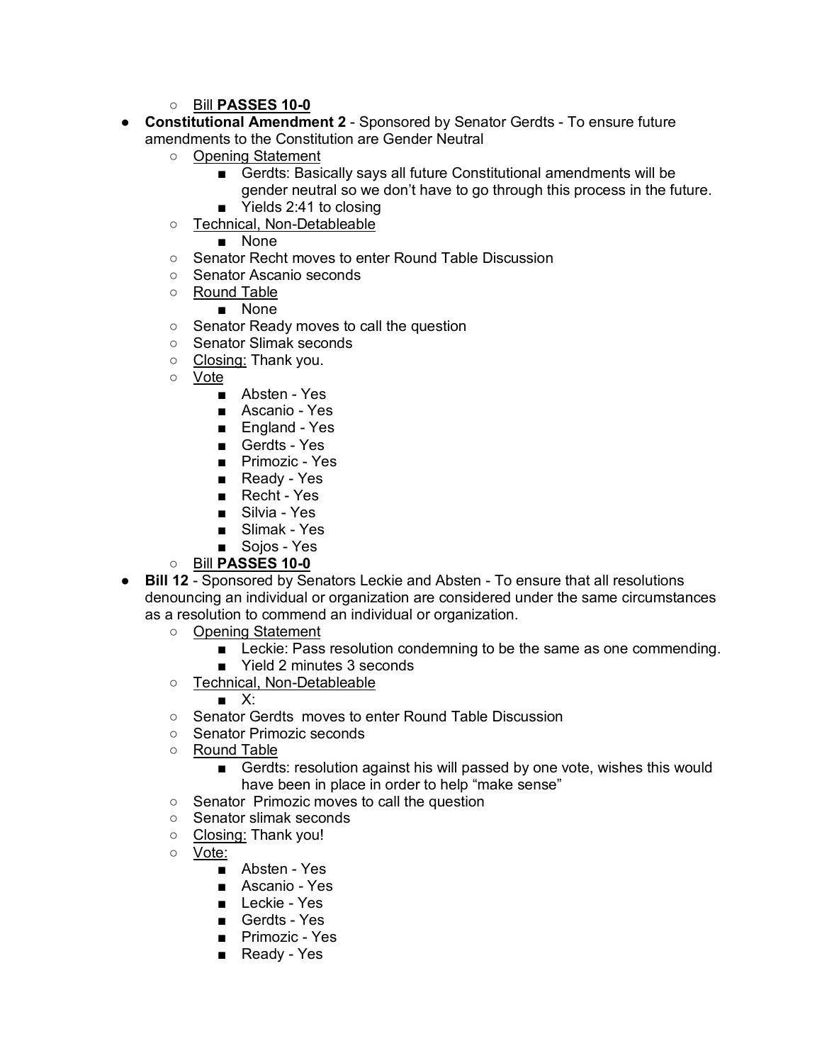- Bill **PASSES 10-0**

- **Constitutional Amendment 2** - Sponsored by Senator Gerdts - To ensure future amendments to the Constitution are Gender Neutral
  - Opening Statement
    - Gerdts: Basically says all future Constitutional amendments will be gender neutral so we don't have to go through this process in the future.
    - Yields 2:41 to closing
  - Technical, Non-Detableable
    - None
  - Senator Recht moves to enter Round Table Discussion
  - Senator Ascanio seconds
  - Round Table
    - None
  - Senator Ready moves to call the question
  - Senator Slimak seconds
  - Closing: Thank you.
  - Vote
    - Absten - Yes
    - Ascanio - Yes
    - England - Yes
    - Gerdts - Yes
    - Primozic - Yes
    - Ready - Yes
    - Recht - Yes
    - Silvia - Yes
    - Slimak - Yes
    - Sojos - Yes
  - Bill **PASSES 10-0**

- **Bill 12** - Sponsored by Senators Leckie and Absten - To ensure that all resolutions denouncing an individual or organization are considered under the same circumstances as a resolution to commend an individual or organization.
  - Opening Statement
    - Leckie: Pass resolution condemning to be the same as one commending.
    - Yield 2 minutes 3 seconds
  - Technical, Non-Detableable
    - X:
  - Senator Gerdts moves to enter Round Table Discussion
  - Senator Primozic seconds
  - Round Table
    - Gerdts: resolution against his will passed by one vote, wishes this would have been in place in order to help "make sense"
  - Senator Primozic moves to call the question
  - Senator slimak seconds
  - Closing: Thank you!
  - Vote:
    - Absten - Yes
    - Ascanio - Yes
    - Leckie - Yes
    - Gerdts - Yes
    - Primozic - Yes
    - Ready - Yes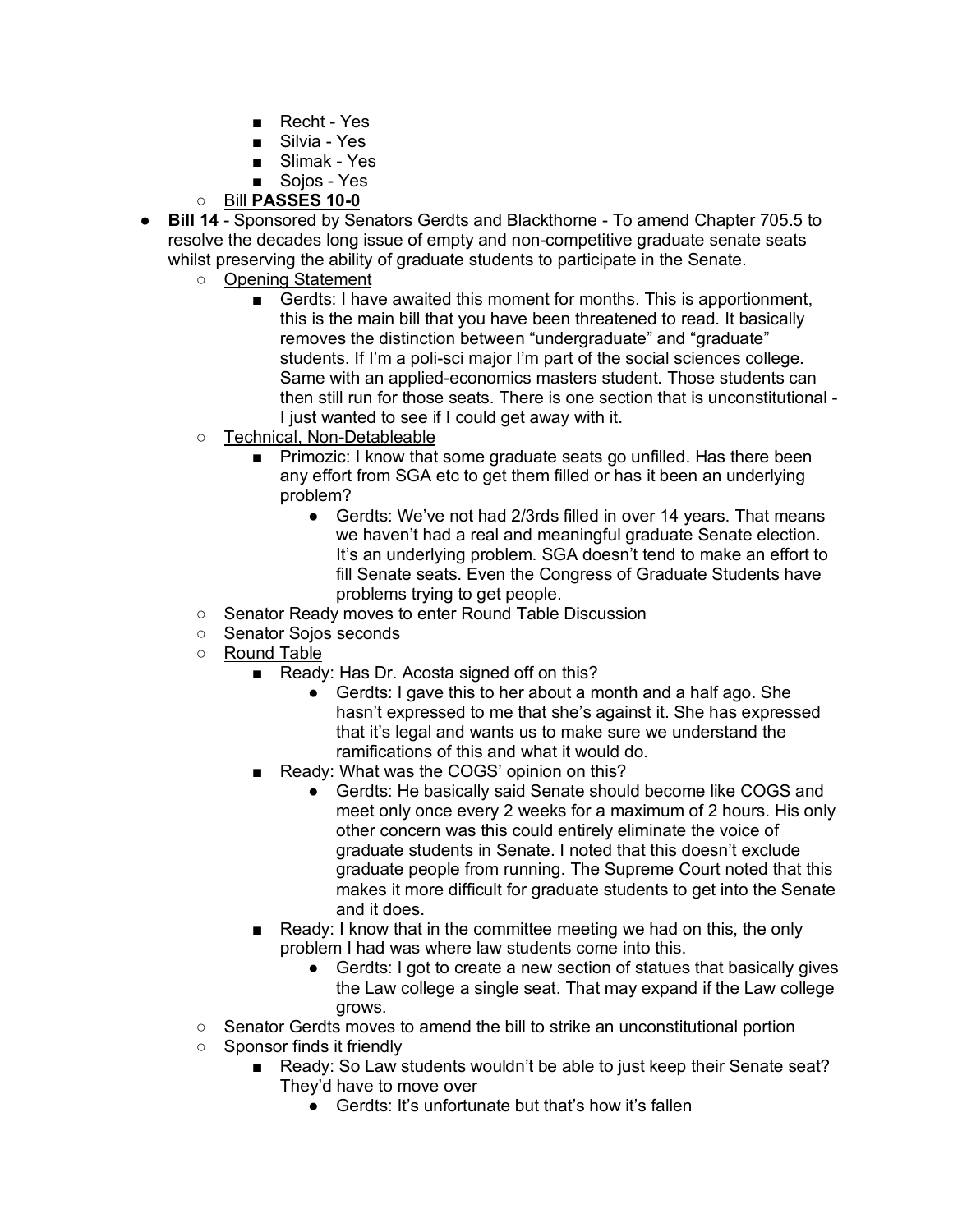- Recht - Yes
        - Silvia - Yes
        - Slimak - Yes
        - Sojos - Yes
    - Bill **PASSES 10-0**
- **Bill 14** - Sponsored by Senators Gerdts and Blackthorne - To amend Chapter 705.5 to resolve the decades long issue of empty and non-competitive graduate senate seats whilst preserving the ability of graduate students to participate in the Senate.
    - Opening Statement
        - Gerdts: I have awaited this moment for months. This is apportionment, this is the main bill that you have been threatened to read. It basically removes the distinction between "undergraduate" and "graduate" students. If I'm a poli-sci major I'm part of the social sciences college. Same with an applied-economics masters student. Those students can then still run for those seats. There is one section that is unconstitutional - I just wanted to see if I could get away with it.
    - Technical, Non-Detableable
        - Primozic: I know that some graduate seats go unfilled. Has there been any effort from SGA etc to get them filled or has it been an underlying problem?
            - Gerdts: We've not had 2/3rds filled in over 14 years. That means we haven't had a real and meaningful graduate Senate election. It's an underlying problem. SGA doesn't tend to make an effort to fill Senate seats. Even the Congress of Graduate Students have problems trying to get people.
    - Senator Ready moves to enter Round Table Discussion
    - Senator Sojos seconds
    - Round Table
        - Ready: Has Dr. Acosta signed off on this?
            - Gerdts: I gave this to her about a month and a half ago. She hasn't expressed to me that she's against it. She has expressed that it's legal and wants us to make sure we understand the ramifications of this and what it would do.
        - Ready: What was the COGS' opinion on this?
            - Gerdts: He basically said Senate should become like COGS and meet only once every 2 weeks for a maximum of 2 hours. His only other concern was this could entirely eliminate the voice of graduate students in Senate. I noted that this doesn't exclude graduate people from running. The Supreme Court noted that this makes it more difficult for graduate students to get into the Senate and it does.
        - Ready: I know that in the committee meeting we had on this, the only problem I had was where law students come into this.
            - Gerdts: I got to create a new section of statues that basically gives the Law college a single seat. That may expand if the Law college grows.
    - Senator Gerdts moves to amend the bill to strike an unconstitutional portion
    - Sponsor finds it friendly
        - Ready: So Law students wouldn't be able to just keep their Senate seat? They'd have to move over
            - Gerdts: It's unfortunate but that's how it's fallen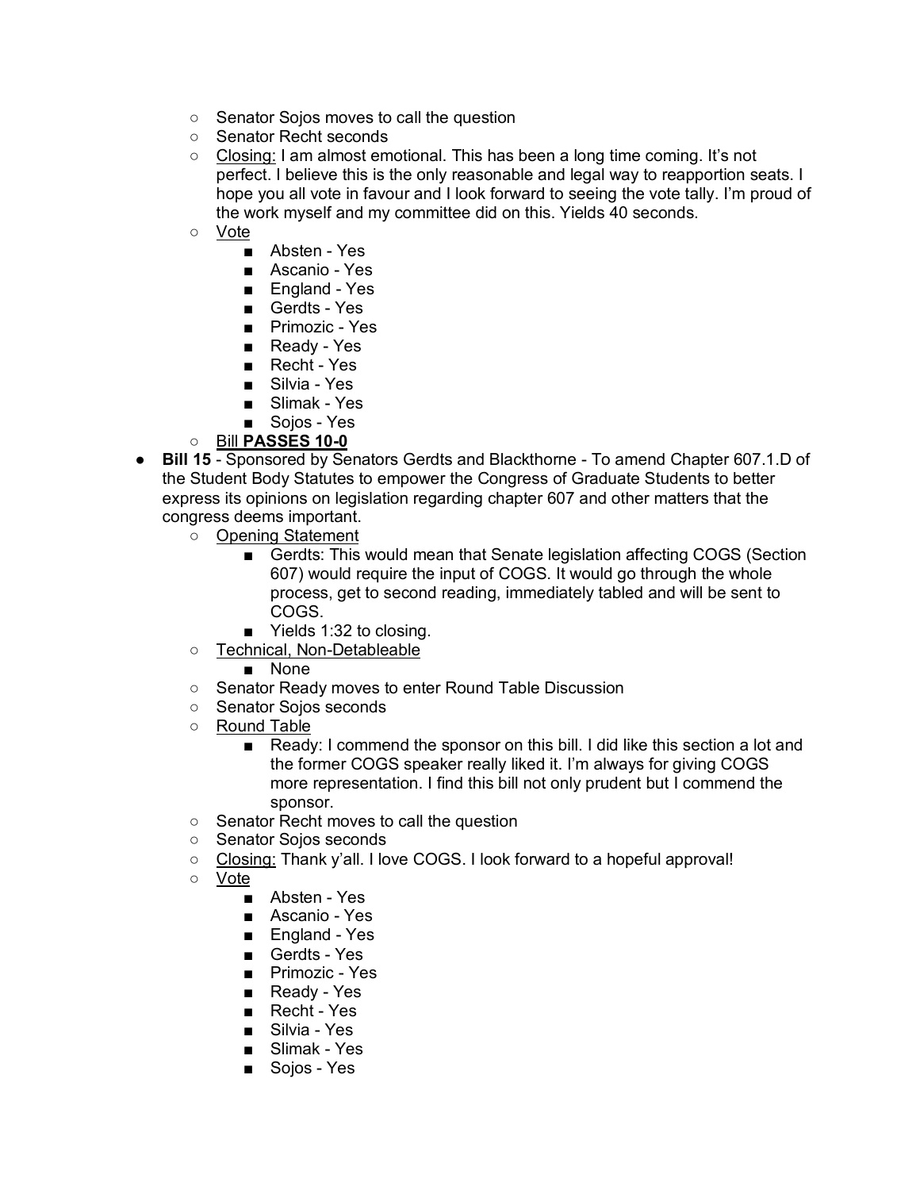- Senator Sojos moves to call the question
    - Senator Recht seconds
    - Closing: I am almost emotional. This has been a long time coming. It's not perfect. I believe this is the only reasonable and legal way to reapportion seats. I hope you all vote in favour and I look forward to seeing the vote tally. I'm proud of the work myself and my committee did on this. Yields 40 seconds.
    - Vote
        - Absten - Yes
        - Ascanio - Yes
        - England - Yes
        - Gerdts - Yes
        - Primozic - Yes
        - Ready - Yes
        - Recht - Yes
        - Silvia - Yes
        - Slimak - Yes
        - Sojos - Yes
    - Bill **PASSES 10-0**
- **Bill 15** - Sponsored by Senators Gerdts and Blackthorne - To amend Chapter 607.1.D of the Student Body Statutes to empower the Congress of Graduate Students to better express its opinions on legislation regarding chapter 607 and other matters that the congress deems important.
    - Opening Statement
        - Gerdts: This would mean that Senate legislation affecting COGS (Section 607) would require the input of COGS. It would go through the whole process, get to second reading, immediately tabled and will be sent to COGS.
        - Yields 1:32 to closing.
    - Technical, Non-Detableable
        - None
    - Senator Ready moves to enter Round Table Discussion
    - Senator Sojos seconds
    - Round Table
        - Ready: I commend the sponsor on this bill. I did like this section a lot and the former COGS speaker really liked it. I'm always for giving COGS more representation. I find this bill not only prudent but I commend the sponsor.
    - Senator Recht moves to call the question
    - Senator Sojos seconds
    - Closing: Thank y'all. I love COGS. I look forward to a hopeful approval!
    - Vote
        - Absten - Yes
        - Ascanio - Yes
        - England - Yes
        - Gerdts - Yes
        - Primozic - Yes
        - Ready - Yes
        - Recht - Yes
        - Silvia - Yes
        - Slimak - Yes
        - Sojos - Yes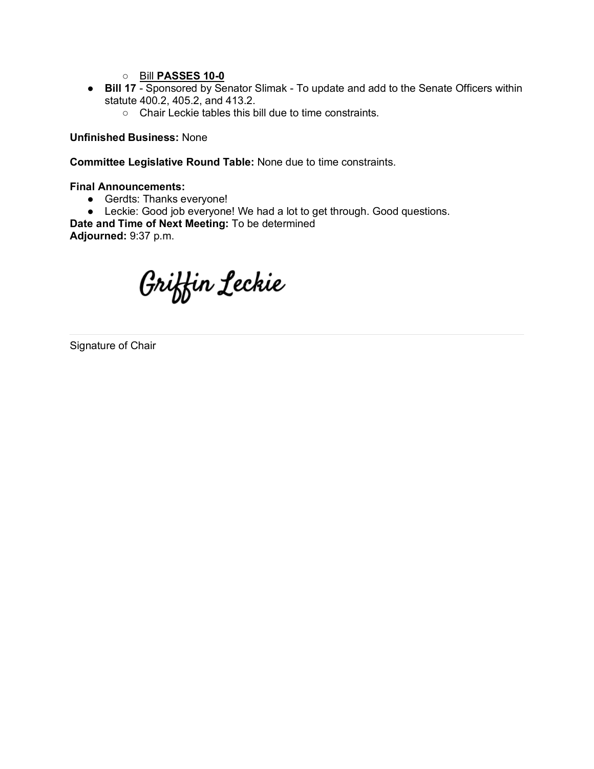- <u>Bill **PASSES 10-0**</u>
- **Bill 17** - Sponsored by Senator Slimak - To update and add to the Senate Officers within statute 400.2, 405.2, and 413.2.
    - Chair Leckie tables this bill due to time constraints.

**Unfinished Business:** None

**Committee Legislative Round Table:** None due to time constraints.

**Final Announcements:**

- Gerdts: Thanks everyone!
- Leckie: Good job everyone! We had a lot to get through. Good questions.

**Date and Time of Next Meeting:** To be determined
**Adjourned:** 9:37 p.m.

Griffin Leckie

---

Signature of Chair